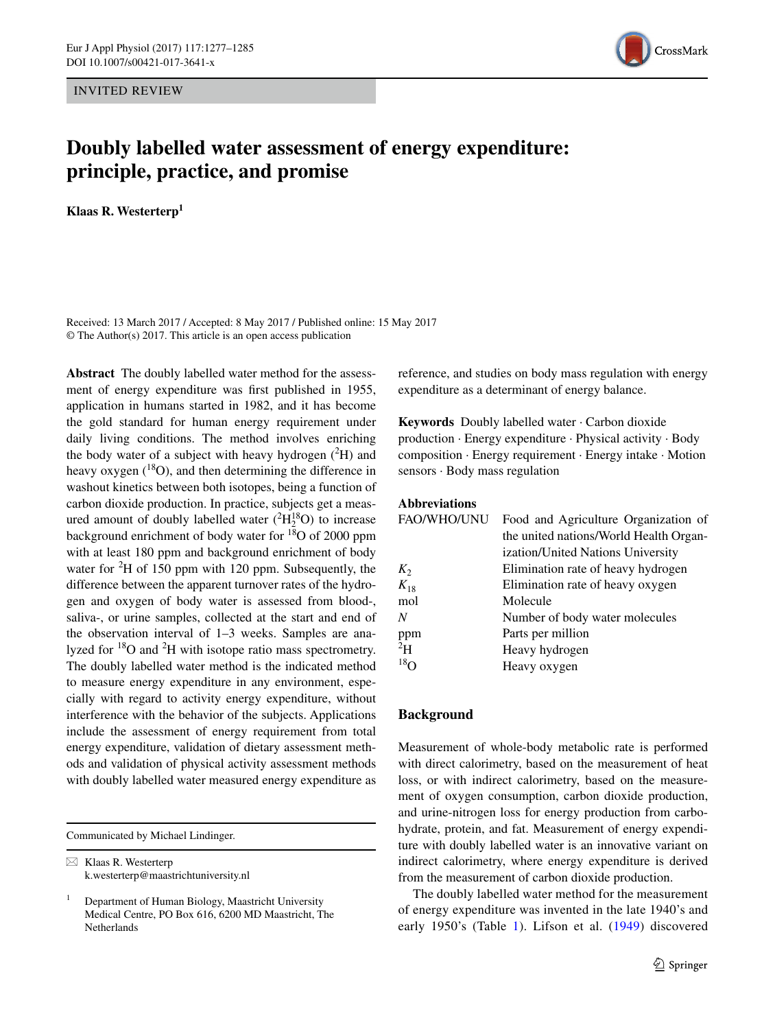INVITED REVIEW

# Doubly labelled water assessment of energy expenditure: principle, practice, and promise

**Klaas R. Westerterp**[1]

Received: 13 March 2017 / Accepted: 8 May 2017 / Published online: 15 May 2017
© The Author(s) 2017. This article is an open access publication

**Abstract** The doubly labelled water method for the assessment of energy expenditure was first published in 1955, application in humans started in 1982, and it has become the gold standard for human energy requirement under daily living conditions. The method involves enriching the body water of a subject with heavy hydrogen ($^2$H) and heavy oxygen ($^{18}$O), and then determining the difference in washout kinetics between both isotopes, being a function of carbon dioxide production. In practice, subjects get a measured amount of doubly labelled water ($^2H_2^{18}O$) to increase background enrichment of body water for $^{18}$O of 2000 ppm with at least 180 ppm and background enrichment of body water for $^2$H of 150 ppm with 120 ppm. Subsequently, the difference between the apparent turnover rates of the hydrogen and oxygen of body water is assessed from blood-, saliva-, or urine samples, collected at the start and end of the observation interval of 1–3 weeks. Samples are analyzed for $^{18}$O and $^2$H with isotope ratio mass spectrometry. The doubly labelled water method is the indicated method to measure energy expenditure in any environment, especially with regard to activity energy expenditure, without interference with the behavior of the subjects. Applications include the assessment of energy requirement from total energy expenditure, validation of dietary assessment methods and validation of physical activity assessment methods with doubly labelled water measured energy expenditure as reference, and studies on body mass regulation with energy expenditure as a determinant of energy balance.

**Keywords** Doubly labelled water · Carbon dioxide production · Energy expenditure · Physical activity · Body composition · Energy requirement · Energy intake · Motion sensors · Body mass regulation

**Abbreviations**

| | |
|---|---|
| FAO/WHO/UNU | Food and Agriculture Organization of the united nations/World Health Organization/United Nations University |
| $K_2$ | Elimination rate of heavy hydrogen |
| $K_{18}$ | Elimination rate of heavy oxygen |
| mol | Molecule |
| $N$ | Number of body water molecules |
| ppm | Parts per million |
| $^2$H | Heavy hydrogen |
| $^{18}$O | Heavy oxygen |

Communicated by Michael Lindinger.

✉ Klaas R. Westerterp
k.westerterp@maastrichtuniversity.nl

[1] Department of Human Biology, Maastricht University Medical Centre, PO Box 616, 6200 MD Maastricht, The Netherlands

## Background

Measurement of whole-body metabolic rate is performed with direct calorimetry, based on the measurement of heat loss, or with indirect calorimetry, based on the measurement of oxygen consumption, carbon dioxide production, and urine-nitrogen loss for energy production from carbohydrate, protein, and fat. Measurement of energy expenditure with doubly labelled water is an innovative variant on indirect calorimetry, where energy expenditure is derived from the measurement of carbon dioxide production.

The doubly labelled water method for the measurement of energy expenditure was invented in the late 1940's and early 1950's (Table 1). Lifson et al. (1949) discovered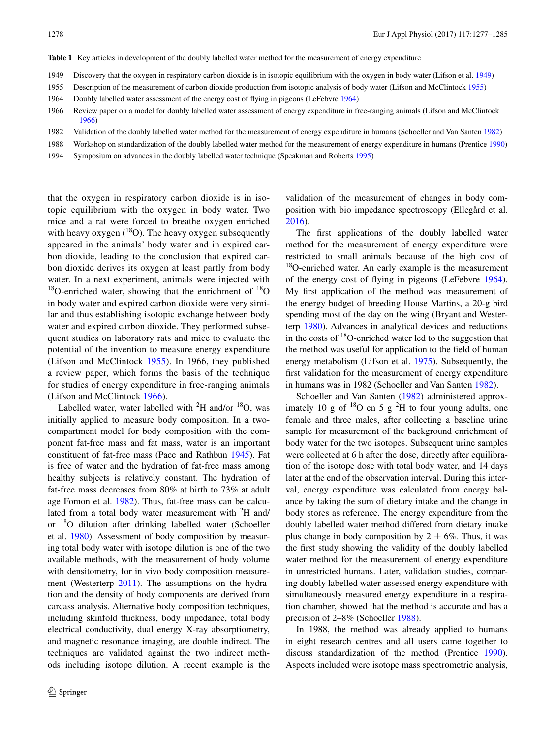**Table 1** Key articles in development of the doubly labelled water method for the measurement of energy expenditure

| | |
|---|---|
| 1949 | Discovery that the oxygen in respiratory carbon dioxide is in isotopic equilibrium with the oxygen in body water (Lifson et al. 1949) |
| 1955 | Description of the measurement of carbon dioxide production from isotopic analysis of body water (Lifson and McClintock 1955) |
| 1964 | Doubly labelled water assessment of the energy cost of flying in pigeons (LeFebvre 1964) |
| 1966 | Review paper on a model for doubly labelled water assessment of energy expenditure in free-ranging animals (Lifson and McClintock 1966) |
| 1982 | Validation of the doubly labelled water method for the measurement of energy expenditure in humans (Schoeller and Van Santen 1982) |
| 1988 | Workshop on standardization of the doubly labelled water method for the measurement of energy expenditure in humans (Prentice 1990) |
| 1994 | Symposium on advances in the doubly labelled water technique (Speakman and Roberts 1995) |

that the oxygen in respiratory carbon dioxide is in isotopic equilibrium with the oxygen in body water. Two mice and a rat were forced to breathe oxygen enriched with heavy oxygen ($^{18}O$). The heavy oxygen subsequently appeared in the animals' body water and in expired carbon dioxide, leading to the conclusion that expired carbon dioxide derives its oxygen at least partly from body water. In a next experiment, animals were injected with $^{18}O$-enriched water, showing that the enrichment of $^{18}O$ in body water and expired carbon dioxide were very similar and thus establishing isotopic exchange between body water and expired carbon dioxide. They performed subsequent studies on laboratory rats and mice to evaluate the potential of the invention to measure energy expenditure (Lifson and McClintock 1955). In 1966, they published a review paper, which forms the basis of the technique for studies of energy expenditure in free-ranging animals (Lifson and McClintock 1966).

Labelled water, water labelled with $^{2}H$ and/or $^{18}O$, was initially applied to measure body composition. In a two-compartment model for body composition with the component fat-free mass and fat mass, water is an important constituent of fat-free mass (Pace and Rathbun 1945). Fat is free of water and the hydration of fat-free mass among healthy subjects is relatively constant. The hydration of fat-free mass decreases from 80% at birth to 73% at adult age Fomon et al. 1982). Thus, fat-free mass can be calculated from a total body water measurement with $^{2}H$ and/or $^{18}O$ dilution after drinking labelled water (Schoeller et al. 1980). Assessment of body composition by measuring total body water with isotope dilution is one of the two available methods, with the measurement of body volume with densitometry, for in vivo body composition measurement (Westerterp 2011). The assumptions on the hydration and the density of body components are derived from carcass analysis. Alternative body composition techniques, including skinfold thickness, body impedance, total body electrical conductivity, dual energy X-ray absorptiometry, and magnetic resonance imaging, are double indirect. The techniques are validated against the two indirect methods including isotope dilution. A recent example is the validation of the measurement of changes in body composition with bio impedance spectroscopy (Ellegård et al. 2016).

The first applications of the doubly labelled water method for the measurement of energy expenditure were restricted to small animals because of the high cost of $^{18}O$-enriched water. An early example is the measurement of the energy cost of flying in pigeons (LeFebvre 1964). My first application of the method was measurement of the energy budget of breeding House Martins, a 20-g bird spending most of the day on the wing (Bryant and Westerterp 1980). Advances in analytical devices and reductions in the costs of $^{18}O$-enriched water led to the suggestion that the method was useful for application to the field of human energy metabolism (Lifson et al. 1975). Subsequently, the first validation for the measurement of energy expenditure in humans was in 1982 (Schoeller and Van Santen 1982).

Schoeller and Van Santen (1982) administered approximately 10 g of $^{18}O$ en 5 g $^{2}H$ to four young adults, one female and three males, after collecting a baseline urine sample for measurement of the background enrichment of body water for the two isotopes. Subsequent urine samples were collected at 6 h after the dose, directly after equilibration of the isotope dose with total body water, and 14 days later at the end of the observation interval. During this interval, energy expenditure was calculated from energy balance by taking the sum of dietary intake and the change in body stores as reference. The energy expenditure from the doubly labelled water method differed from dietary intake plus change in body composition by $2 \pm 6\%$. Thus, it was the first study showing the validity of the doubly labelled water method for the measurement of energy expenditure in unrestricted humans. Later, validation studies, comparing doubly labelled water-assessed energy expenditure with simultaneously measured energy expenditure in a respiration chamber, showed that the method is accurate and has a precision of 2–8% (Schoeller 1988).

In 1988, the method was already applied to humans in eight research centres and all users came together to discuss standardization of the method (Prentice 1990). Aspects included were isotope mass spectrometric analysis,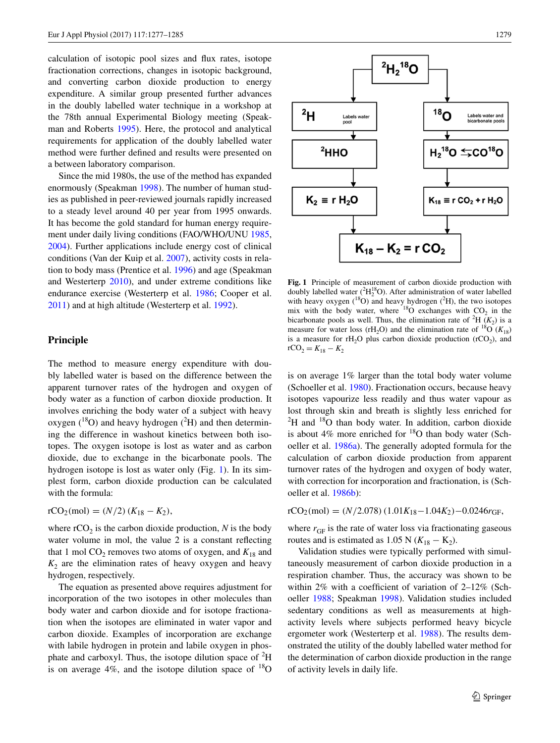calculation of isotopic pool sizes and flux rates, isotope fractionation corrections, changes in isotopic background, and converting carbon dioxide production to energy expenditure. A similar group presented further advances in the doubly labelled water technique in a workshop at the 78th annual Experimental Biology meeting (Speakman and Roberts 1995). Here, the protocol and analytical requirements for application of the doubly labelled water method were further defined and results were presented on a between laboratory comparison.

Since the mid 1980s, the use of the method has expanded enormously (Speakman 1998). The number of human studies as published in peer-reviewed journals rapidly increased to a steady level around 40 per year from 1995 onwards. It has become the gold standard for human energy requirement under daily living conditions (FAO/WHO/UNU 1985, 2004). Further applications include energy cost of clinical conditions (Van der Kuip et al. 2007), activity costs in relation to body mass (Prentice et al. 1996) and age (Speakman and Westerterp 2010), and under extreme conditions like endurance exercise (Westerterp et al. 1986; Cooper et al. 2011) and at high altitude (Westerterp et al. 1992).

## Principle

The method to measure energy expenditure with doubly labelled water is based on the difference between the apparent turnover rates of the hydrogen and oxygen of body water as a function of carbon dioxide production. It involves enriching the body water of a subject with heavy oxygen ($^{18}O$) and heavy hydrogen ($^{2}H$) and then determining the difference in washout kinetics between both isotopes. The oxygen isotope is lost as water and as carbon dioxide, due to exchange in the bicarbonate pools. The hydrogen isotope is lost as water only (Fig. 1). In its simplest form, carbon dioxide production can be calculated with the formula:

$$rCO_2(\text{mol}) = (N/2)\,(K_{18} - K_2),$$

where $rCO_2$ is the carbon dioxide production, $N$ is the body water volume in mol, the value 2 is a constant reflecting that 1 mol $CO_2$ removes two atoms of oxygen, and $K_{18}$ and $K_2$ are the elimination rates of heavy oxygen and heavy hydrogen, respectively.

The equation as presented above requires adjustment for incorporation of the two isotopes in other molecules than body water and carbon dioxide and for isotope fractionation when the isotopes are eliminated in water vapor and carbon dioxide. Examples of incorporation are exchange with labile hydrogen in protein and labile oxygen in phosphate and carboxyl. Thus, the isotope dilution space of $^{2}H$ is on average 4%, and the isotope dilution space of $^{18}O$ is on average 1% larger than the total body water volume (Schoeller et al. 1980). Fractionation occurs, because heavy isotopes vapourize less readily and thus water vapour as lost through skin and breath is slightly less enriched for $^{2}H$ and $^{18}O$ than body water. In addition, carbon dioxide is about 4% more enriched for $^{18}O$ than body water (Schoeller et al. 1986a). The generally adopted formula for the calculation of carbon dioxide production from apparent turnover rates of the hydrogen and oxygen of body water, with correction for incorporation and fractionation, is (Schoeller et al. 1986b):

$$rCO_2(\text{mol}) = (N/2.078)\,(1.01K_{18} - 1.04K_2) - 0.0246 r_{GF},$$

where $r_{GF}$ is the rate of water loss via fractionating gaseous routes and is estimated as 1.05 N ($K_{18}$ − $K_2$).

Validation studies were typically performed with simultaneously measurement of carbon dioxide production in a respiration chamber. Thus, the accuracy was shown to be within 2% with a coefficient of variation of 2–12% (Schoeller 1988; Speakman 1998). Validation studies included sedentary conditions as well as measurements at high-activity levels where subjects performed heavy bicycle ergometer work (Westerterp et al. 1988). The results demonstrated the utility of the doubly labelled water method for the determination of carbon dioxide production in the range of activity levels in daily life.

**Fig. 1** Principle of measurement of carbon dioxide production with doubly labelled water ($^{2}H_2^{18}O$). After administration of water labelled with heavy oxygen ($^{18}O$) and heavy hydrogen ($^{2}H$), the two isotopes mix with the body water, where $^{18}O$ exchanges with $CO_2$ in the bicarbonate pools as well. Thus, the elimination rate of $^{2}H$ ($K_2$) is a measure for water loss ($rH_2O$) and the elimination rate of $^{18}O$ ($K_{18}$) is a measure for $rH_2O$ plus carbon dioxide production ($rCO_2$), and $rCO_2 = K_{18} - K_2$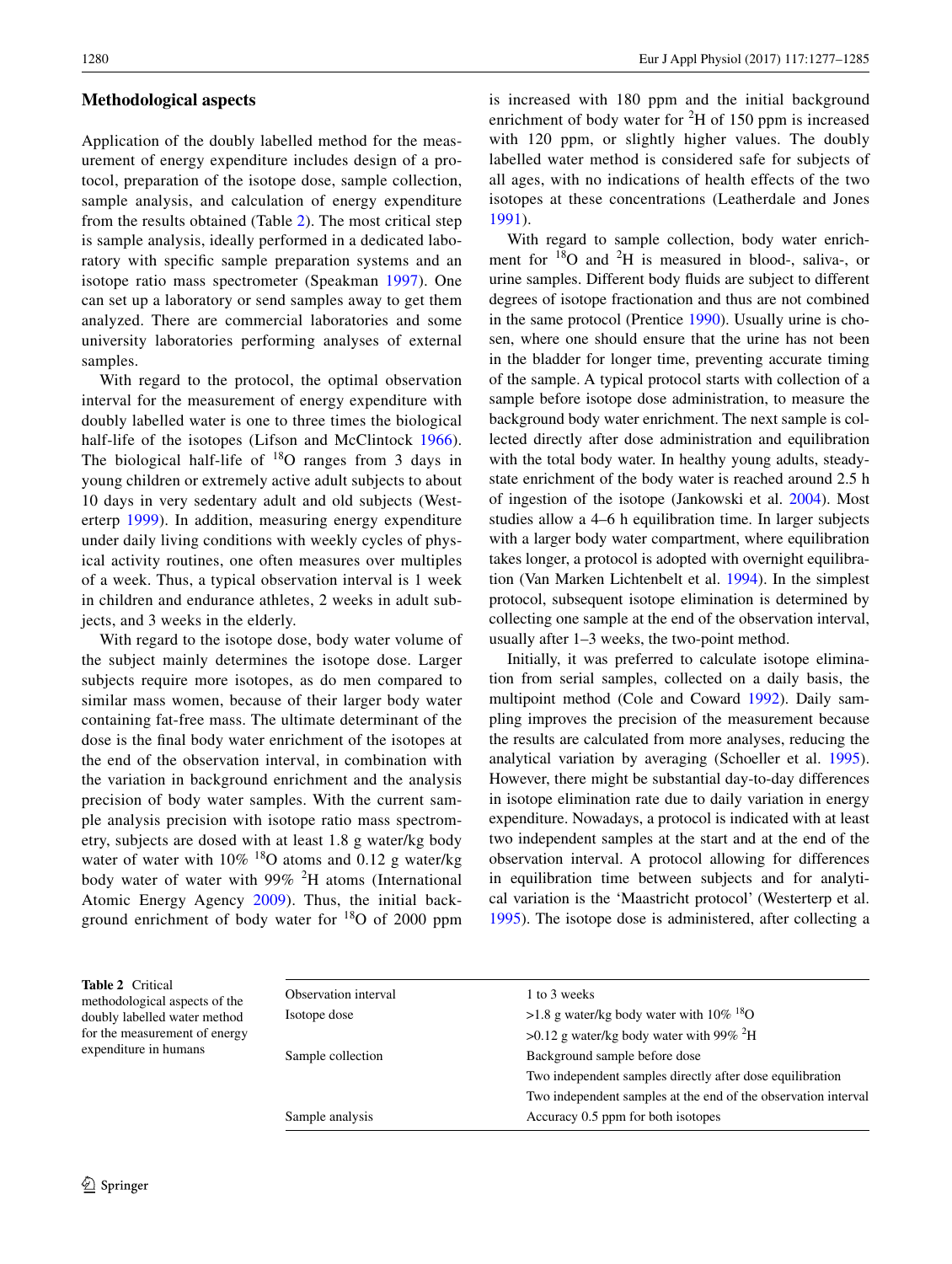### Methodological aspects

Application of the doubly labelled method for the measurement of energy expenditure includes design of a protocol, preparation of the isotope dose, sample collection, sample analysis, and calculation of energy expenditure from the results obtained (Table 2). The most critical step is sample analysis, ideally performed in a dedicated laboratory with specific sample preparation systems and an isotope ratio mass spectrometer (Speakman 1997). One can set up a laboratory or send samples away to get them analyzed. There are commercial laboratories and some university laboratories performing analyses of external samples.

With regard to the protocol, the optimal observation interval for the measurement of energy expenditure with doubly labelled water is one to three times the biological half-life of the isotopes (Lifson and McClintock 1966). The biological half-life of $^{18}O$ ranges from 3 days in young children or extremely active adult subjects to about 10 days in very sedentary adult and old subjects (Westerterp 1999). In addition, measuring energy expenditure under daily living conditions with weekly cycles of physical activity routines, one often measures over multiples of a week. Thus, a typical observation interval is 1 week in children and endurance athletes, 2 weeks in adult subjects, and 3 weeks in the elderly.

With regard to the isotope dose, body water volume of the subject mainly determines the isotope dose. Larger subjects require more isotopes, as do men compared to similar mass women, because of their larger body water containing fat-free mass. The ultimate determinant of the dose is the final body water enrichment of the isotopes at the end of the observation interval, in combination with the variation in background enrichment and the analysis precision of body water samples. With the current sample analysis precision with isotope ratio mass spectrometry, subjects are dosed with at least 1.8 g water/kg body water of water with 10% $^{18}O$ atoms and 0.12 g water/kg body water of water with 99% $^{2}H$ atoms (International Atomic Energy Agency 2009). Thus, the initial background enrichment of body water for $^{18}O$ of 2000 ppm is increased with 180 ppm and the initial background enrichment of body water for $^{2}H$ of 150 ppm is increased with 120 ppm, or slightly higher values. The doubly labelled water method is considered safe for subjects of all ages, with no indications of health effects of the two isotopes at these concentrations (Leatherdale and Jones 1991).

With regard to sample collection, body water enrichment for $^{18}O$ and $^{2}H$ is measured in blood-, saliva-, or urine samples. Different body fluids are subject to different degrees of isotope fractionation and thus are not combined in the same protocol (Prentice 1990). Usually urine is chosen, where one should ensure that the urine has not been in the bladder for longer time, preventing accurate timing of the sample. A typical protocol starts with collection of a sample before isotope dose administration, to measure the background body water enrichment. The next sample is collected directly after dose administration and equilibration with the total body water. In healthy young adults, steady-state enrichment of the body water is reached around 2.5 h of ingestion of the isotope (Jankowski et al. 2004). Most studies allow a 4–6 h equilibration time. In larger subjects with a larger body water compartment, where equilibration takes longer, a protocol is adopted with overnight equilibration (Van Marken Lichtenbelt et al. 1994). In the simplest protocol, subsequent isotope elimination is determined by collecting one sample at the end of the observation interval, usually after 1–3 weeks, the two-point method.

Initially, it was preferred to calculate isotope elimination from serial samples, collected on a daily basis, the multipoint method (Cole and Coward 1992). Daily sampling improves the precision of the measurement because the results are calculated from more analyses, reducing the analytical variation by averaging (Schoeller et al. 1995). However, there might be substantial day-to-day differences in isotope elimination rate due to daily variation in energy expenditure. Nowadays, a protocol is indicated with at least two independent samples at the start and at the end of the observation interval. A protocol allowing for differences in equilibration time between subjects and for analytical variation is the 'Maastricht protocol' (Westerterp et al. 1995). The isotope dose is administered, after collecting a

**Table 2** Critical methodological aspects of the doubly labelled water method for the measurement of energy expenditure in humans

| | |
|---|---|
| Observation interval | 1 to 3 weeks |
| Isotope dose | >1.8 g water/kg body water with 10% $^{18}O$ |
| | >0.12 g water/kg body water with 99% $^{2}H$ |
| Sample collection | Background sample before dose |
| | Two independent samples directly after dose equilibration |
| | Two independent samples at the end of the observation interval |
| Sample analysis | Accuracy 0.5 ppm for both isotopes |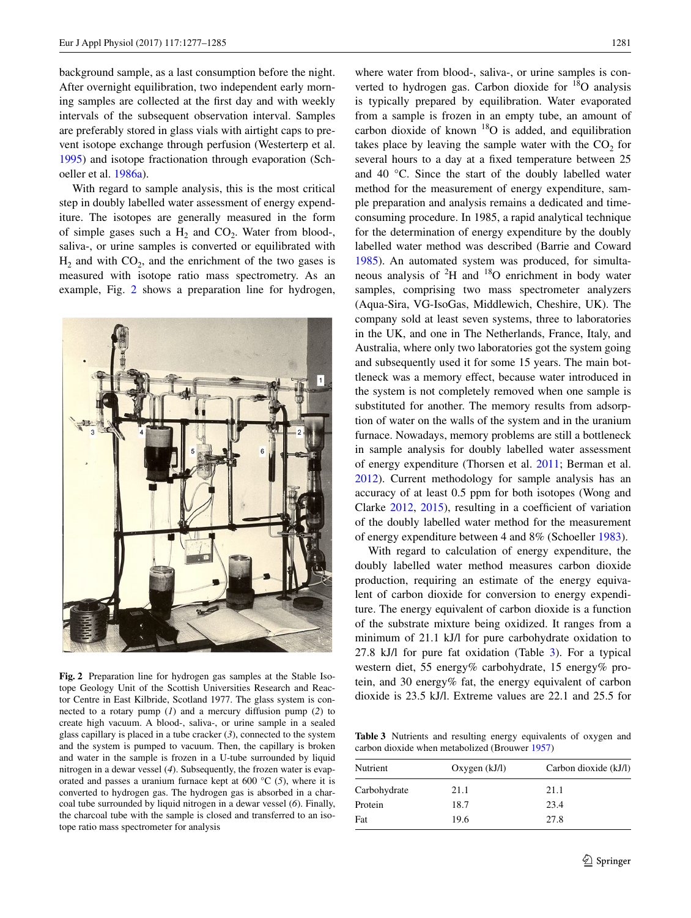background sample, as a last consumption before the night. After overnight equilibration, two independent early morning samples are collected at the first day and with weekly intervals of the subsequent observation interval. Samples are preferably stored in glass vials with airtight caps to prevent isotope exchange through perfusion (Westerterp et al. 1995) and isotope fractionation through evaporation (Schoeller et al. 1986a).

With regard to sample analysis, this is the most critical step in doubly labelled water assessment of energy expenditure. The isotopes are generally measured in the form of simple gases such a $H_2$ and $CO_2$. Water from blood-, saliva-, or urine samples is converted or equilibrated with $H_2$ and with $CO_2$, and the enrichment of the two gases is measured with isotope ratio mass spectrometry. As an example, Fig. 2 shows a preparation line for hydrogen, where water from blood-, saliva-, or urine samples is converted to hydrogen gas. Carbon dioxide for $^{18}O$ analysis is typically prepared by equilibration. Water evaporated from a sample is frozen in an empty tube, an amount of carbon dioxide of known $^{18}O$ is added, and equilibration takes place by leaving the sample water with the $CO_2$ for several hours to a day at a fixed temperature between 25 and 40 °C. Since the start of the doubly labelled water method for the measurement of energy expenditure, sample preparation and analysis remains a dedicated and time-consuming procedure. In 1985, a rapid analytical technique for the determination of energy expenditure by the doubly labelled water method was described (Barrie and Coward 1985). An automated system was produced, for simultaneous analysis of $^{2}H$ and $^{18}O$ enrichment in body water samples, comprising two mass spectrometer analyzers (Aqua-Sira, VG-IsoGas, Middlewich, Cheshire, UK). The company sold at least seven systems, three to laboratories in the UK, and one in The Netherlands, France, Italy, and Australia, where only two laboratories got the system going and subsequently used it for some 15 years. The main bottleneck was a memory effect, because water introduced in the system is not completely removed when one sample is substituted for another. The memory results from adsorption of water on the walls of the system and in the uranium furnace. Nowadays, memory problems are still a bottleneck in sample analysis for doubly labelled water assessment of energy expenditure (Thorsen et al. 2011; Berman et al. 2012). Current methodology for sample analysis has an accuracy of at least 0.5 ppm for both isotopes (Wong and Clarke 2012, 2015), resulting in a coefficient of variation of the doubly labelled water method for the measurement of energy expenditure between 4 and 8% (Schoeller 1983).

**Fig. 2** Preparation line for hydrogen gas samples at the Stable Isotope Geology Unit of the Scottish Universities Research and Reactor Centre in East Kilbride, Scotland 1977. The glass system is connected to a rotary pump (*1*) and a mercury diffusion pump (*2*) to create high vacuum. A blood-, saliva-, or urine sample in a sealed glass capillary is placed in a tube cracker (*3*), connected to the system and the system is pumped to vacuum. Then, the capillary is broken and water in the sample is frozen in a U-tube surrounded by liquid nitrogen in a dewar vessel (*4*). Subsequently, the frozen water is evaporated and passes a uranium furnace kept at 600 °C (*5*), where it is converted to hydrogen gas. The hydrogen gas is absorbed in a charcoal tube surrounded by liquid nitrogen in a dewar vessel (*6*). Finally, the charcoal tube with the sample is closed and transferred to an isotope ratio mass spectrometer for analysis

With regard to calculation of energy expenditure, the doubly labelled water method measures carbon dioxide production, requiring an estimate of the energy equivalent of carbon dioxide for conversion to energy expenditure. The energy equivalent of carbon dioxide is a function of the substrate mixture being oxidized. It ranges from a minimum of 21.1 kJ/l for pure carbohydrate oxidation to 27.8 kJ/l for pure fat oxidation (Table 3). For a typical western diet, 55 energy% carbohydrate, 15 energy% protein, and 30 energy% fat, the energy equivalent of carbon dioxide is 23.5 kJ/l. Extreme values are 22.1 and 25.5 for

**Table 3** Nutrients and resulting energy equivalents of oxygen and carbon dioxide when metabolized (Brouwer 1957)

| Nutrient | Oxygen (kJ/l) | Carbon dioxide (kJ/l) |
|---|---|---|
| Carbohydrate | 21.1 | 21.1 |
| Protein | 18.7 | 23.4 |
| Fat | 19.6 | 27.8 |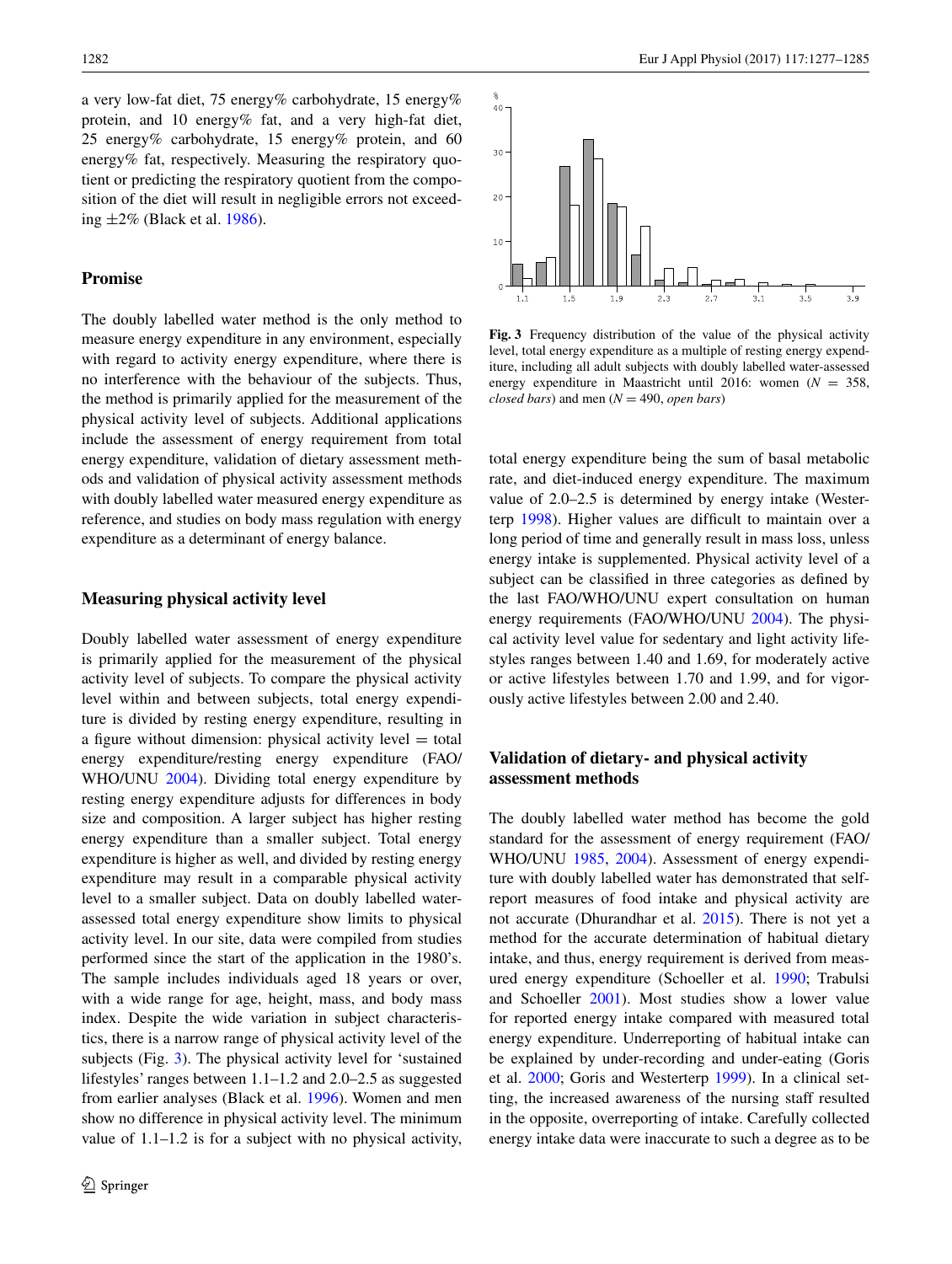a very low-fat diet, 75 energy% carbohydrate, 15 energy% protein, and 10 energy% fat, and a very high-fat diet, 25 energy% carbohydrate, 15 energy% protein, and 60 energy% fat, respectively. Measuring the respiratory quotient or predicting the respiratory quotient from the composition of the diet will result in negligible errors not exceeding ±2% (Black et al. 1986).

## Promise

The doubly labelled water method is the only method to measure energy expenditure in any environment, especially with regard to activity energy expenditure, where there is no interference with the behaviour of the subjects. Thus, the method is primarily applied for the measurement of the physical activity level of subjects. Additional applications include the assessment of energy requirement from total energy expenditure, validation of dietary assessment methods and validation of physical activity assessment methods with doubly labelled water measured energy expenditure as reference, and studies on body mass regulation with energy expenditure as a determinant of energy balance.

## Measuring physical activity level

Doubly labelled water assessment of energy expenditure is primarily applied for the measurement of the physical activity level of subjects. To compare the physical activity level within and between subjects, total energy expenditure is divided by resting energy expenditure, resulting in a figure without dimension: physical activity level = total energy expenditure/resting energy expenditure (FAO/WHO/UNU 2004). Dividing total energy expenditure by resting energy expenditure adjusts for differences in body size and composition. A larger subject has higher resting energy expenditure than a smaller subject. Total energy expenditure is higher as well, and divided by resting energy expenditure may result in a comparable physical activity level to a smaller subject. Data on doubly labelled water-assessed total energy expenditure show limits to physical activity level. In our site, data were compiled from studies performed since the start of the application in the 1980's. The sample includes individuals aged 18 years or over, with a wide range for age, height, mass, and body mass index. Despite the wide variation in subject characteristics, there is a narrow range of physical activity level of the subjects (Fig. 3). The physical activity level for 'sustained lifestyles' ranges between 1.1–1.2 and 2.0–2.5 as suggested from earlier analyses (Black et al. 1996). Women and men show no difference in physical activity level. The minimum value of 1.1–1.2 is for a subject with no physical activity, total energy expenditure being the sum of basal metabolic rate, and diet-induced energy expenditure. The maximum value of 2.0–2.5 is determined by energy intake (Westerterp 1998). Higher values are difficult to maintain over a long period of time and generally result in mass loss, unless energy intake is supplemented. Physical activity level of a subject can be classified in three categories as defined by the last FAO/WHO/UNU expert consultation on human energy requirements (FAO/WHO/UNU 2004). The physical activity level value for sedentary and light activity lifestyles ranges between 1.40 and 1.69, for moderately active or active lifestyles between 1.70 and 1.99, and for vigorously active lifestyles between 2.00 and 2.40.

**Fig. 3** Frequency distribution of the value of the physical activity level, total energy expenditure as a multiple of resting energy expenditure, including all adult subjects with doubly labelled water-assessed energy expenditure in Maastricht until 2016: women ($N$ = 358, *closed bars*) and men ($N$ = 490, *open bars*)

## Validation of dietary- and physical activity assessment methods

The doubly labelled water method has become the gold standard for the assessment of energy requirement (FAO/WHO/UNU 1985, 2004). Assessment of energy expenditure with doubly labelled water has demonstrated that self-report measures of food intake and physical activity are not accurate (Dhurandhar et al. 2015). There is not yet a method for the accurate determination of habitual dietary intake, and thus, energy requirement is derived from measured energy expenditure (Schoeller et al. 1990; Trabulsi and Schoeller 2001). Most studies show a lower value for reported energy intake compared with measured total energy expenditure. Underreporting of habitual intake can be explained by under-recording and under-eating (Goris et al. 2000; Goris and Westerterp 1999). In a clinical setting, the increased awareness of the nursing staff resulted in the opposite, overreporting of intake. Carefully collected energy intake data were inaccurate to such a degree as to be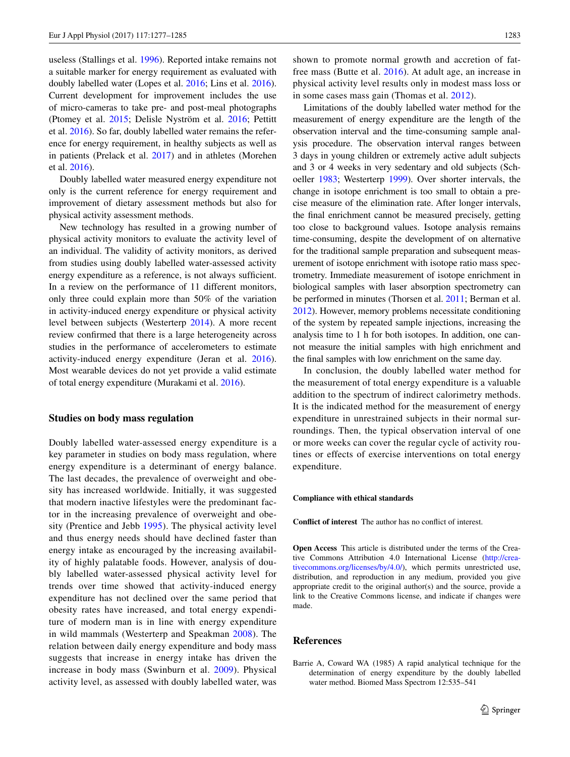useless (Stallings et al. 1996). Reported intake remains not a suitable marker for energy requirement as evaluated with doubly labelled water (Lopes et al. 2016; Lins et al. 2016). Current development for improvement includes the use of micro-cameras to take pre- and post-meal photographs (Ptomey et al. 2015; Delisle Nyström et al. 2016; Pettitt et al. 2016). So far, doubly labelled water remains the reference for energy requirement, in healthy subjects as well as in patients (Prelack et al. 2017) and in athletes (Morehen et al. 2016).

Doubly labelled water measured energy expenditure not only is the current reference for energy requirement and improvement of dietary assessment methods but also for physical activity assessment methods.

New technology has resulted in a growing number of physical activity monitors to evaluate the activity level of an individual. The validity of activity monitors, as derived from studies using doubly labelled water-assessed activity energy expenditure as a reference, is not always sufficient. In a review on the performance of 11 different monitors, only three could explain more than 50% of the variation in activity-induced energy expenditure or physical activity level between subjects (Westerterp 2014). A more recent review confirmed that there is a large heterogeneity across studies in the performance of accelerometers to estimate activity-induced energy expenditure (Jeran et al. 2016). Most wearable devices do not yet provide a valid estimate of total energy expenditure (Murakami et al. 2016).

## Studies on body mass regulation

Doubly labelled water-assessed energy expenditure is a key parameter in studies on body mass regulation, where energy expenditure is a determinant of energy balance. The last decades, the prevalence of overweight and obesity has increased worldwide. Initially, it was suggested that modern inactive lifestyles were the predominant factor in the increasing prevalence of overweight and obesity (Prentice and Jebb 1995). The physical activity level and thus energy needs should have declined faster than energy intake as encouraged by the increasing availability of highly palatable foods. However, analysis of doubly labelled water-assessed physical activity level for trends over time showed that activity-induced energy expenditure has not declined over the same period that obesity rates have increased, and total energy expenditure of modern man is in line with energy expenditure in wild mammals (Westerterp and Speakman 2008). The relation between daily energy expenditure and body mass suggests that increase in energy intake has driven the increase in body mass (Swinburn et al. 2009). Physical activity level, as assessed with doubly labelled water, was shown to promote normal growth and accretion of fat-free mass (Butte et al. 2016). At adult age, an increase in physical activity level results only in modest mass loss or in some cases mass gain (Thomas et al. 2012).

Limitations of the doubly labelled water method for the measurement of energy expenditure are the length of the observation interval and the time-consuming sample analysis procedure. The observation interval ranges between 3 days in young children or extremely active adult subjects and 3 or 4 weeks in very sedentary and old subjects (Schoeller 1983; Westerterp 1999). Over shorter intervals, the change in isotope enrichment is too small to obtain a precise measure of the elimination rate. After longer intervals, the final enrichment cannot be measured precisely, getting too close to background values. Isotope analysis remains time-consuming, despite the development of on alternative for the traditional sample preparation and subsequent measurement of isotope enrichment with isotope ratio mass spectrometry. Immediate measurement of isotope enrichment in biological samples with laser absorption spectrometry can be performed in minutes (Thorsen et al. 2011; Berman et al. 2012). However, memory problems necessitate conditioning of the system by repeated sample injections, increasing the analysis time to 1 h for both isotopes. In addition, one cannot measure the initial samples with high enrichment and the final samples with low enrichment on the same day.

In conclusion, the doubly labelled water method for the measurement of total energy expenditure is a valuable addition to the spectrum of indirect calorimetry methods. It is the indicated method for the measurement of energy expenditure in unrestrained subjects in their normal surroundings. Then, the typical observation interval of one or more weeks can cover the regular cycle of activity routines or effects of exercise interventions on total energy expenditure.

**Compliance with ethical standards**

**Conflict of interest** The author has no conflict of interest.

**Open Access** This article is distributed under the terms of the Creative Commons Attribution 4.0 International License (http://creativecommons.org/licenses/by/4.0/), which permits unrestricted use, distribution, and reproduction in any medium, provided you give appropriate credit to the original author(s) and the source, provide a link to the Creative Commons license, and indicate if changes were made.

## References

Barrie A, Coward WA (1985) A rapid analytical technique for the determination of energy expenditure by the doubly labelled water method. Biomed Mass Spectrom 12:535–541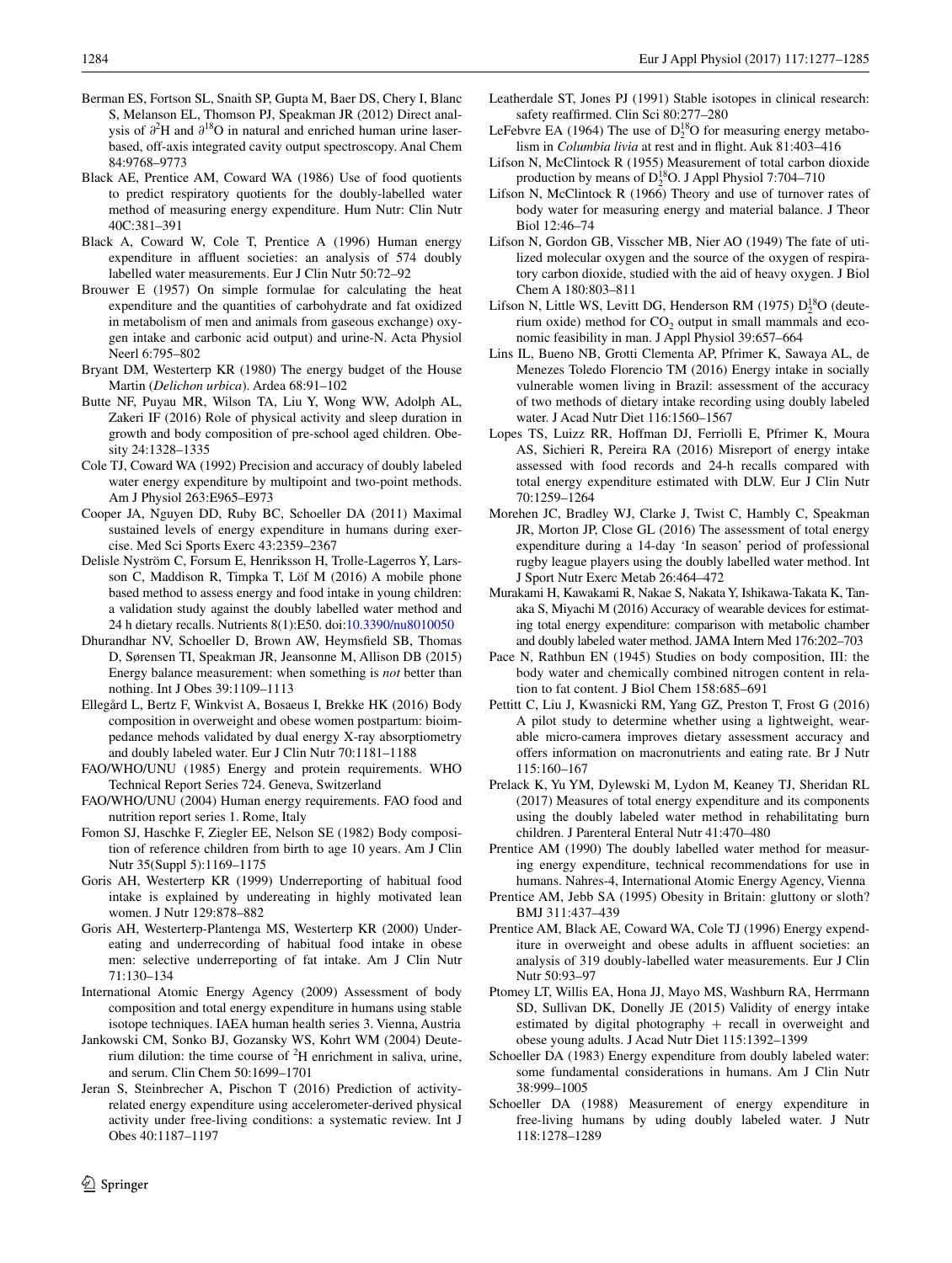- Berman ES, Fortson SL, Snaith SP, Gupta M, Baer DS, Chery I, Blanc S, Melanson EL, Thomson PJ, Speakman JR (2012) Direct analysis of $\partial^2$H and $\partial^{18}$O in natural and enriched human urine laser-based, off-axis integrated cavity output spectroscopy. Anal Chem 84:9768–9773
- Black AE, Prentice AM, Coward WA (1986) Use of food quotients to predict respiratory quotients for the doubly-labelled water method of measuring energy expenditure. Hum Nutr: Clin Nutr 40C:381–391
- Black A, Coward W, Cole T, Prentice A (1996) Human energy expenditure in affluent societies: an analysis of 574 doubly labelled water measurements. Eur J Clin Nutr 50:72–92
- Brouwer E (1957) On simple formulae for calculating the heat expenditure and the quantities of carbohydrate and fat oxidized in metabolism of men and animals from gaseous exchange) oxygen intake and carbonic acid output) and urine-N. Acta Physiol Neerl 6:795–802
- Bryant DM, Westerterp KR (1980) The energy budget of the House Martin (*Delichon urbica*). Ardea 68:91–102
- Butte NF, Puyau MR, Wilson TA, Liu Y, Wong WW, Adolph AL, Zakeri IF (2016) Role of physical activity and sleep duration in growth and body composition of pre-school aged children. Obesity 24:1328–1335
- Cole TJ, Coward WA (1992) Precision and accuracy of doubly labeled water energy expenditure by multipoint and two-point methods. Am J Physiol 263:E965–E973
- Cooper JA, Nguyen DD, Ruby BC, Schoeller DA (2011) Maximal sustained levels of energy expenditure in humans during exercise. Med Sci Sports Exerc 43:2359–2367
- Delisle Nyström C, Forsum E, Henriksson H, Trolle-Lagerros Y, Larsson C, Maddison R, Timpka T, Löf M (2016) A mobile phone based method to assess energy and food intake in young children: a validation study against the doubly labelled water method and 24 h dietary recalls. Nutrients 8(1):E50. doi:10.3390/nu8010050
- Dhurandhar NV, Schoeller D, Brown AW, Heymsfield SB, Thomas D, Sørensen TI, Speakman JR, Jeansonne M, Allison DB (2015) Energy balance measurement: when something is *not* better than nothing. Int J Obes 39:1109–1113
- Ellegård L, Bertz F, Winkvist A, Bosaeus I, Brekke HK (2016) Body composition in overweight and obese women postpartum: bioimpedance methods validated by dual energy X-ray absorptiometry and doubly labeled water. Eur J Clin Nutr 70:1181–1188
- FAO/WHO/UNU (1985) Energy and protein requirements. WHO Technical Report Series 724. Geneva, Switzerland
- FAO/WHO/UNU (2004) Human energy requirements. FAO food and nutrition report series 1. Rome, Italy
- Fomon SJ, Haschke F, Ziegler EE, Nelson SE (1982) Body composition of reference children from birth to age 10 years. Am J Clin Nutr 35(Suppl 5):1169–1175
- Goris AH, Westerterp KR (1999) Underreporting of habitual food intake is explained by undereating in highly motivated lean women. J Nutr 129:878–882
- Goris AH, Westerterp-Plantenga MS, Westerterp KR (2000) Undereating and underrecording of habitual food intake in obese men: selective underreporting of fat intake. Am J Clin Nutr 71:130–134
- International Atomic Energy Agency (2009) Assessment of body composition and total energy expenditure in humans using stable isotope techniques. IAEA human health series 3. Vienna, Austria
- Jankowski CM, Sonko BJ, Gozansky WS, Kohrt WM (2004) Deuterium dilution: the time course of $^2$H enrichment in saliva, urine, and serum. Clin Chem 50:1699–1701
- Jeran S, Steinbrecher A, Pischon T (2016) Prediction of activity-related energy expenditure using accelerometer-derived physical activity under free-living conditions: a systematic review. Int J Obes 40:1187–1197
- Leatherdale ST, Jones PJ (1991) Stable isotopes in clinical research: safety reaffirmed. Clin Sci 80:277–280
- LeFebvre EA (1964) The use of $D_2^{18}O$ for measuring energy metabolism in *Columbia livia* at rest and in flight. Auk 81:403–416
- Lifson N, McClintock R (1955) Measurement of total carbon dioxide production by means of $D_2^{18}O$. J Appl Physiol 7:704–710
- Lifson N, McClintock R (1966) Theory and use of turnover rates of body water for measuring energy and material balance. J Theor Biol 12:46–74
- Lifson N, Gordon GB, Visscher MB, Nier AO (1949) The fate of utilized molecular oxygen and the source of the oxygen of respiratory carbon dioxide, studied with the aid of heavy oxygen. J Biol Chem A 180:803–811
- Lifson N, Little WS, Levitt DG, Henderson RM (1975) $D_2^{18}O$ (deuterium oxide) method for $CO_2$ output in small mammals and economic feasibility in man. J Appl Physiol 39:657–664
- Lins IL, Bueno NB, Grotti Clementa AP, Pfrimer K, Sawaya AL, de Menezes Toledo Florencio TM (2016) Energy intake in socially vulnerable women living in Brazil: assessment of the accuracy of two methods of dietary intake recording using doubly labeled water. J Acad Nutr Diet 116:1560–1567
- Lopes TS, Luizz RR, Hoffman DJ, Ferriolli E, Pfrimer K, Moura AS, Sichieri R, Pereira RA (2016) Misreport of energy intake assessed with food records and 24-h recalls compared with total energy expenditure estimated with DLW. Eur J Clin Nutr 70:1259–1264
- Morehen JC, Bradley WJ, Clarke J, Twist C, Hambly C, Speakman JR, Morton JP, Close GL (2016) The assessment of total energy expenditure during a 14-day 'In season' period of professional rugby league players using the doubly labelled water method. Int J Sport Nutr Exerc Metab 26:464–472
- Murakami H, Kawakami R, Nakae S, Nakata Y, Ishikawa-Takata K, Tanaka S, Miyachi M (2016) Accuracy of wearable devices for estimating total energy expenditure: comparison with metabolic chamber and doubly labeled water method. JAMA Intern Med 176:202–703
- Pace N, Rathbun EN (1945) Studies on body composition, III: the body water and chemically combined nitrogen content in relation to fat content. J Biol Chem 158:685–691
- Pettitt C, Liu J, Kwasnicki RM, Yang GZ, Preston T, Frost G (2016) A pilot study to determine whether using a lightweight, wearable micro-camera improves dietary assessment accuracy and offers information on macronutrients and eating rate. Br J Nutr 115:160–167
- Prelack K, Yu YM, Dylewski M, Lydon M, Keaney TJ, Sheridan RL (2017) Measures of total energy expenditure and its components using the doubly labeled water method in rehabilitating burn children. J Parenteral Enteral Nutr 41:470–480
- Prentice AM (1990) The doubly labelled water method for measuring energy expenditure, technical recommendations for use in humans. Nahres-4, International Atomic Energy Agency, Vienna
- Prentice AM, Jebb SA (1995) Obesity in Britain: gluttony or sloth? BMJ 311:437–439
- Prentice AM, Black AE, Coward WA, Cole TJ (1996) Energy expenditure in overweight and obese adults in affluent societies: an analysis of 319 doubly-labelled water measurements. Eur J Clin Nutr 50:93–97
- Ptomey LT, Willis EA, Hona JJ, Mayo MS, Washburn RA, Herrmann SD, Sullivan DK, Donelly JE (2015) Validity of energy intake estimated by digital photography + recall in overweight and obese young adults. J Acad Nutr Diet 115:1392–1399
- Schoeller DA (1983) Energy expenditure from doubly labeled water: some fundamental considerations in humans. Am J Clin Nutr 38:999–1005
- Schoeller DA (1988) Measurement of energy expenditure in free-living humans by uding doubly labeled water. J Nutr 118:1278–1289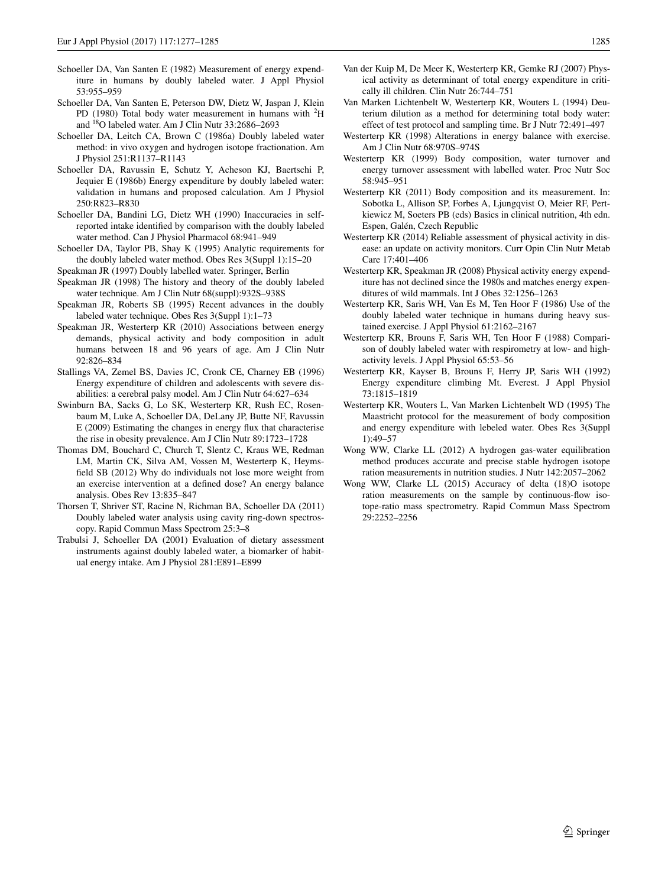Schoeller DA, Van Santen E (1982) Measurement of energy expenditure in humans by doubly labeled water. J Appl Physiol 53:955–959

Schoeller DA, Van Santen E, Peterson DW, Dietz W, Jaspan J, Klein PD (1980) Total body water measurement in humans with $^{2}H$ and $^{18}O$ labeled water. Am J Clin Nutr 33:2686–2693

Schoeller DA, Leitch CA, Brown C (1986a) Doubly labeled water method: in vivo oxygen and hydrogen isotope fractionation. Am J Physiol 251:R1137–R1143

Schoeller DA, Ravussin E, Schutz Y, Acheson KJ, Baertschi P, Jequier E (1986b) Energy expenditure by doubly labeled water: validation in humans and proposed calculation. Am J Physiol 250:R823–R830

Schoeller DA, Bandini LG, Dietz WH (1990) Inaccuracies in self-reported intake identified by comparison with the doubly labeled water method. Can J Physiol Pharmacol 68:941–949

Schoeller DA, Taylor PB, Shay K (1995) Analytic requirements for the doubly labeled water method. Obes Res 3(Suppl 1):15–20

Speakman JR (1997) Doubly labelled water. Springer, Berlin

Speakman JR (1998) The history and theory of the doubly labeled water technique. Am J Clin Nutr 68(suppl):932S–938S

Speakman JR, Roberts SB (1995) Recent advances in the doubly labeled water technique. Obes Res 3(Suppl 1):1–73

Speakman JR, Westerterp KR (2010) Associations between energy demands, physical activity and body composition in adult humans between 18 and 96 years of age. Am J Clin Nutr 92:826–834

Stallings VA, Zemel BS, Davies JC, Cronk CE, Charney EB (1996) Energy expenditure of children and adolescents with severe disabilities: a cerebral palsy model. Am J Clin Nutr 64:627–634

Swinburn BA, Sacks G, Lo SK, Westerterp KR, Rush EC, Rosenbaum M, Luke A, Schoeller DA, DeLany JP, Butte NF, Ravussin E (2009) Estimating the changes in energy flux that characterise the rise in obesity prevalence. Am J Clin Nutr 89:1723–1728

Thomas DM, Bouchard C, Church T, Slentz C, Kraus WE, Redman LM, Martin CK, Silva AM, Vossen M, Westerterp K, Heymsfield SB (2012) Why do individuals not lose more weight from an exercise intervention at a defined dose? An energy balance analysis. Obes Rev 13:835–847

Thorsen T, Shriver ST, Racine N, Richman BA, Schoeller DA (2011) Doubly labeled water analysis using cavity ring-down spectroscopy. Rapid Commun Mass Spectrom 25:3–8

Trabulsi J, Schoeller DA (2001) Evaluation of dietary assessment instruments against doubly labeled water, a biomarker of habitual energy intake. Am J Physiol 281:E891–E899

Van der Kuip M, De Meer K, Westerterp KR, Gemke RJ (2007) Physical activity as determinant of total energy expenditure in critically ill children. Clin Nutr 26:744–751

Van Marken Lichtenbelt W, Westerterp KR, Wouters L (1994) Deuterium dilution as a method for determining total body water: effect of test protocol and sampling time. Br J Nutr 72:491–497

Westerterp KR (1998) Alterations in energy balance with exercise. Am J Clin Nutr 68:970S–974S

Westerterp KR (1999) Body composition, water turnover and energy turnover assessment with labelled water. Proc Nutr Soc 58:945–951

Westerterp KR (2011) Body composition and its measurement. In: Sobotka L, Allison SP, Forbes A, Ljungqvist O, Meier RF, Pertkiewicz M, Soeters PB (eds) Basics in clinical nutrition, 4th edn. Espen, Galén, Czech Republic

Westerterp KR (2014) Reliable assessment of physical activity in disease: an update on activity monitors. Curr Opin Clin Nutr Metab Care 17:401–406

Westerterp KR, Speakman JR (2008) Physical activity energy expenditure has not declined since the 1980s and matches energy expenditures of wild mammals. Int J Obes 32:1256–1263

Westerterp KR, Saris WH, Van Es M, Ten Hoor F (1986) Use of the doubly labeled water technique in humans during heavy sustained exercise. J Appl Physiol 61:2162–2167

Westerterp KR, Brouns F, Saris WH, Ten Hoor F (1988) Comparison of doubly labeled water with respirometry at low- and high-activity levels. J Appl Physiol 65:53–56

Westerterp KR, Kayser B, Brouns F, Herry JP, Saris WH (1992) Energy expenditure climbing Mt. Everest. J Appl Physiol 73:1815–1819

Westerterp KR, Wouters L, Van Marken Lichtenbelt WD (1995) The Maastricht protocol for the measurement of body composition and energy expenditure with lebeled water. Obes Res 3(Suppl 1):49–57

Wong WW, Clarke LL (2012) A hydrogen gas-water equilibration method produces accurate and precise stable hydrogen isotope ration measurements in nutrition studies. J Nutr 142:2057–2062

Wong WW, Clarke LL (2015) Accuracy of delta (18)O isotope ration measurements on the sample by continuous-flow isotope-ratio mass spectrometry. Rapid Commun Mass Spectrom 29:2252–2256